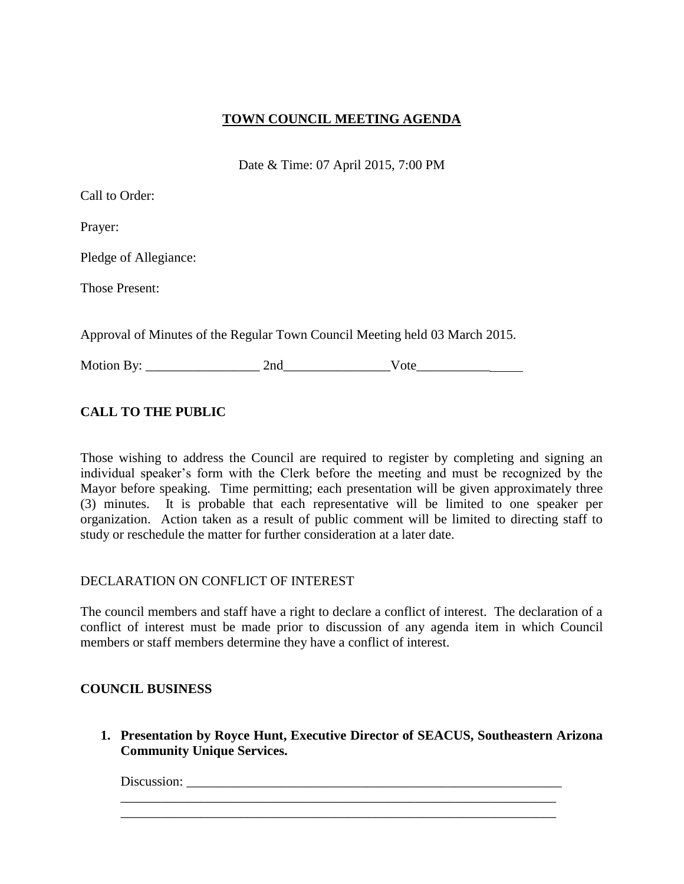# TOWN COUNCIL MEETING AGENDA

Date & Time: 07 April 2015, 7:00 PM

Call to Order:

Prayer:

Pledge of Allegiance:

Those Present:

Approval of Minutes of the Regular Town Council Meeting held 03 March 2015.

Motion By: _________________ 2nd________________Vote________________

## CALL TO THE PUBLIC

Those wishing to address the Council are required to register by completing and signing an individual speaker's form with the Clerk before the meeting and must be recognized by the Mayor before speaking. Time permitting; each presentation will be given approximately three (3) minutes. It is probable that each representative will be limited to one speaker per organization. Action taken as a result of public comment will be limited to directing staff to study or reschedule the matter for further consideration at a later date.

DECLARATION ON CONFLICT OF INTEREST

The council members and staff have a right to declare a conflict of interest. The declaration of a conflict of interest must be made prior to discussion of any agenda item in which Council members or staff members determine they have a conflict of interest.

## COUNCIL BUSINESS

1. **Presentation by Royce Hunt, Executive Director of SEACUS, Southeastern Arizona Community Unique Services.**

   Discussion: ___________________________________________________________
   ____________________________________________________________________
   ____________________________________________________________________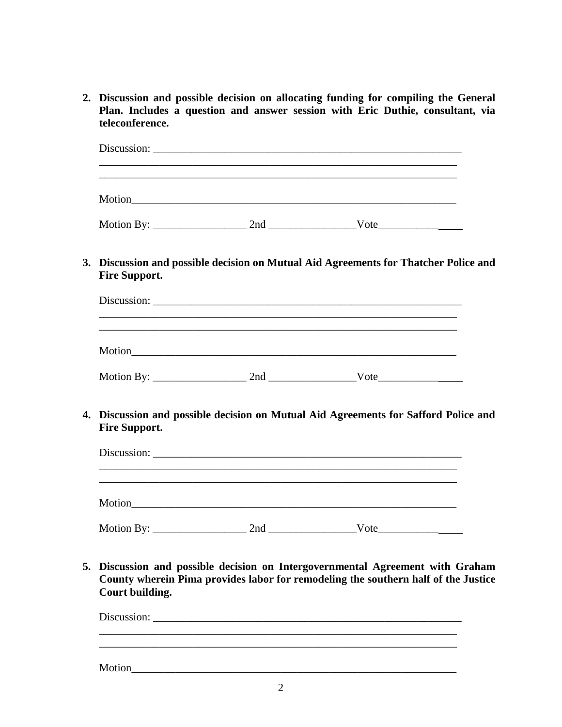2. **Discussion and possible decision on allocating funding for compiling the General Plan. Includes a question and answer session with Eric Duthie, consultant, via teleconference.**

   Discussion: ____________________________________________________________
   ______________________________________________________________________
   ______________________________________________________________________

   Motion_________________________________________________________________

   Motion By: _________________ 2nd ________________Vote________________

3. **Discussion and possible decision on Mutual Aid Agreements for Thatcher Police and Fire Support.**

   Discussion: ____________________________________________________________
   ______________________________________________________________________
   ______________________________________________________________________

   Motion_________________________________________________________________

   Motion By: _________________ 2nd ________________Vote________________

4. **Discussion and possible decision on Mutual Aid Agreements for Safford Police and Fire Support.**

   Discussion: ____________________________________________________________
   ______________________________________________________________________
   ______________________________________________________________________

   Motion_________________________________________________________________

   Motion By: _________________ 2nd ________________Vote________________

5. **Discussion and possible decision on Intergovernmental Agreement with Graham County wherein Pima provides labor for remodeling the southern half of the Justice Court building.**

   Discussion: ____________________________________________________________
   ______________________________________________________________________
   ______________________________________________________________________

   Motion_________________________________________________________________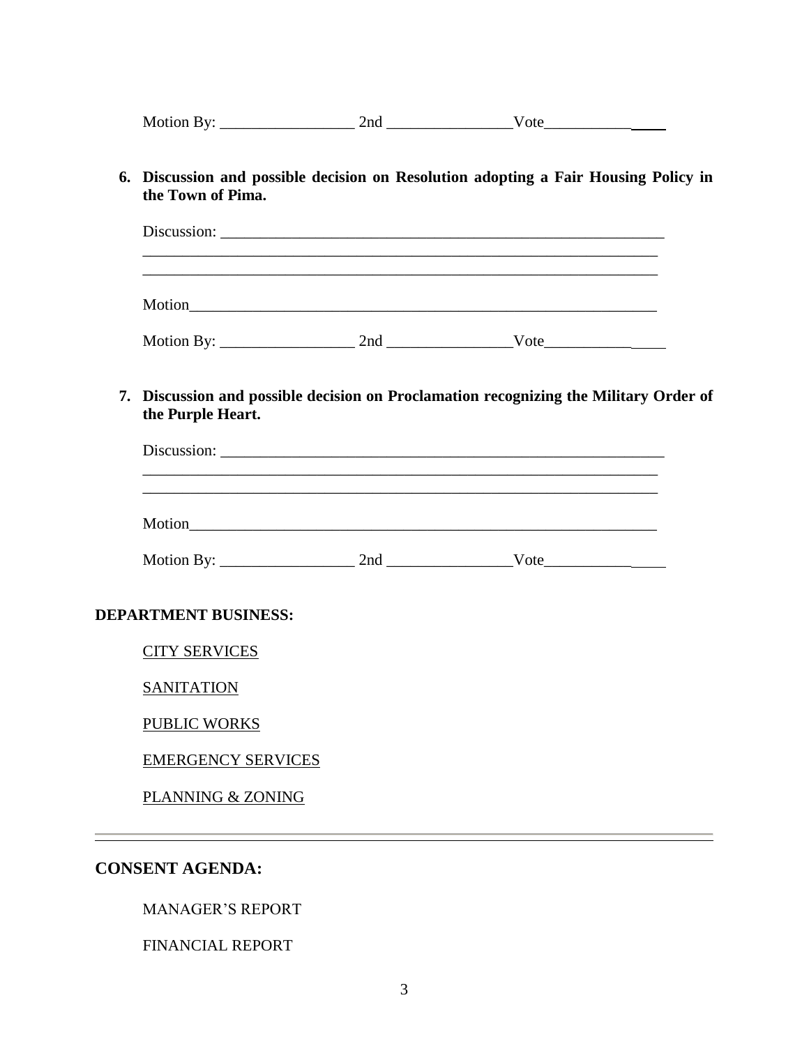Motion By: _________________ 2nd ________________Vote________________

6. **Discussion and possible decision on Resolution adopting a Fair Housing Policy in the Town of Pima.**

   Discussion: ___________________________________________________________
   ______________________________________________________________________
   ______________________________________________________________________

   Motion________________________________________________________________

   Motion By: _________________ 2nd ________________Vote________________

7. **Discussion and possible decision on Proclamation recognizing the Military Order of the Purple Heart.**

   Discussion: ___________________________________________________________
   ______________________________________________________________________
   ______________________________________________________________________

   Motion________________________________________________________________

   Motion By: _________________ 2nd ________________Vote________________

**DEPARTMENT BUSINESS:**

<u>CITY SERVICES</u>

<u>SANITATION</u>

<u>PUBLIC WORKS</u>

<u>EMERGENCY SERVICES</u>

<u>PLANNING & ZONING</u>

---

## CONSENT AGENDA:

MANAGER'S REPORT

FINANCIAL REPORT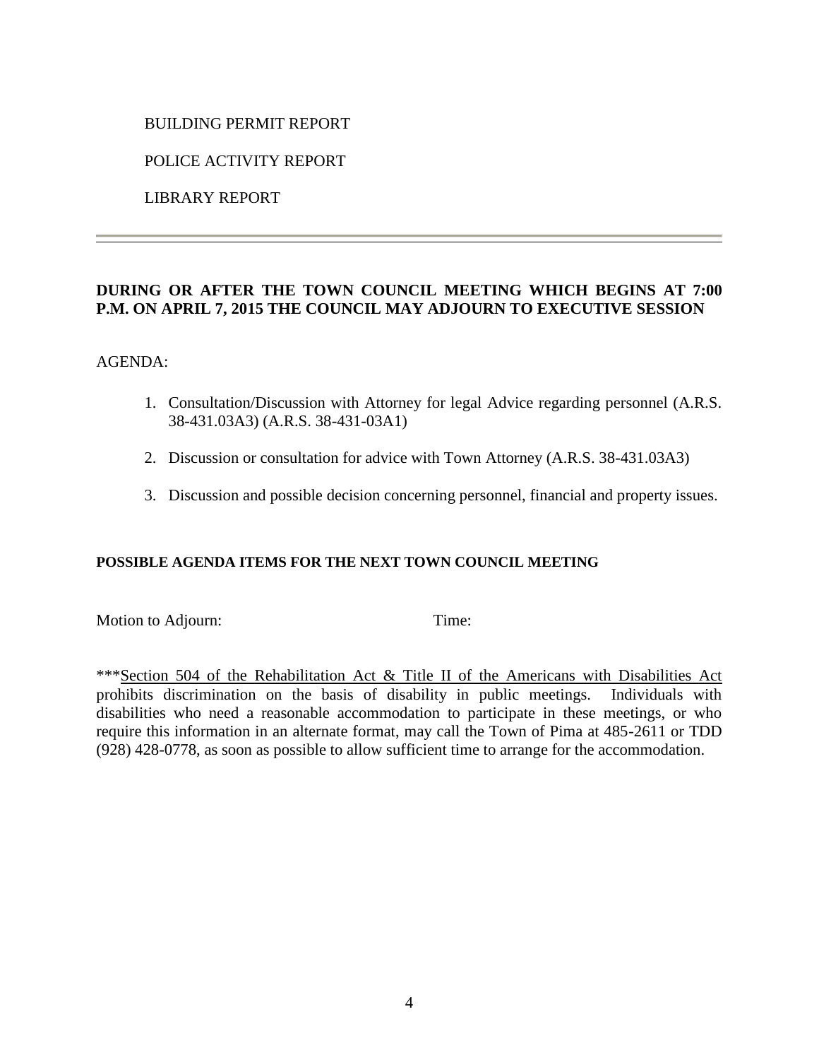BUILDING PERMIT REPORT

POLICE ACTIVITY REPORT

LIBRARY REPORT

---

**DURING OR AFTER THE TOWN COUNCIL MEETING WHICH BEGINS AT 7:00 P.M. ON APRIL 7, 2015 THE COUNCIL MAY ADJOURN TO EXECUTIVE SESSION**

AGENDA:

1. Consultation/Discussion with Attorney for legal Advice regarding personnel (A.R.S. 38-431.03A3) (A.R.S. 38-431-03A1)
2. Discussion or consultation for advice with Town Attorney (A.R.S. 38-431.03A3)
3. Discussion and possible decision concerning personnel, financial and property issues.

**POSSIBLE AGENDA ITEMS FOR THE NEXT TOWN COUNCIL MEETING**

Motion to Adjourn: Time:

***Section 504 of the Rehabilitation Act & Title II of the Americans with Disabilities Act prohibits discrimination on the basis of disability in public meetings. Individuals with disabilities who need a reasonable accommodation to participate in these meetings, or who require this information in an alternate format, may call the Town of Pima at 485-2611 or TDD (928) 428-0778, as soon as possible to allow sufficient time to arrange for the accommodation.